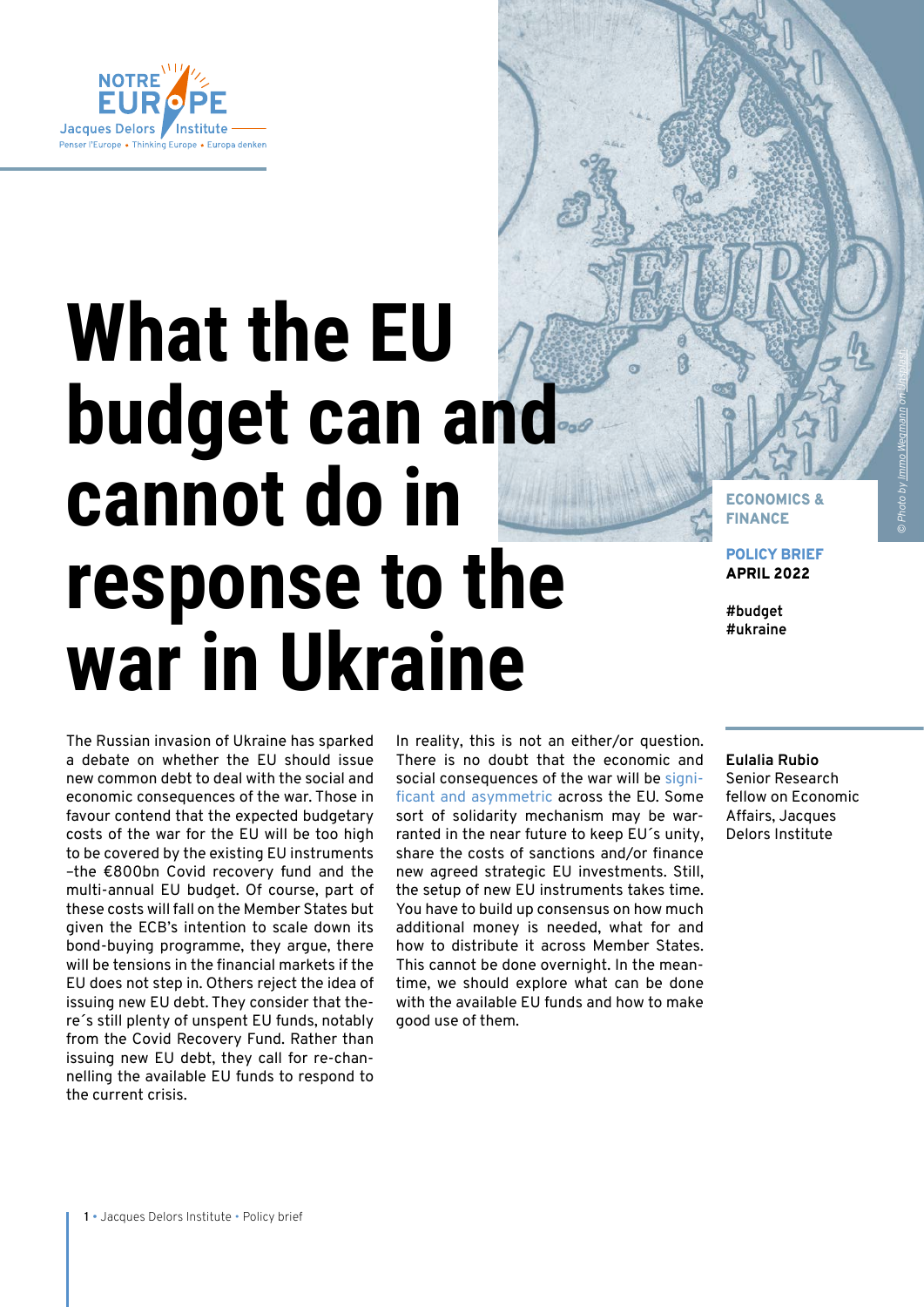# What the EU budget can and cannot do in response to the war in Ukraine

**ECONOMICS & FINANCE**

**POLICY BRIEF**
**APRIL 2022**

**#budget**
**#ukraine**

**Eulalia Rubio**
Senior Research fellow on Economic Affairs, Jacques Delors Institute

The Russian invasion of Ukraine has sparked a debate on whether the EU should issue new common debt to deal with the social and economic consequences of the war. Those in favour contend that the expected budgetary costs of the war for the EU will be too high to be covered by the existing EU instruments –the €800bn Covid recovery fund and the multi-annual EU budget. Of course, part of these costs will fall on the Member States but given the ECB's intention to scale down its bond-buying programme, they argue, there will be tensions in the financial markets if the EU does not step in. Others reject the idea of issuing new EU debt. They consider that there´s still plenty of unspent EU funds, notably from the Covid Recovery Fund. Rather than issuing new EU debt, they call for re-channelling the available EU funds to respond to the current crisis.

In reality, this is not an either/or question. There is no doubt that the economic and social consequences of the war will be significant and asymmetric across the EU. Some sort of solidarity mechanism may be warranted in the near future to keep EU´s unity, share the costs of sanctions and/or finance new agreed strategic EU investments. Still, the setup of new EU instruments takes time. You have to build up consensus on how much additional money is needed, what for and how to distribute it across Member States. This cannot be done overnight. In the meantime, we should explore what can be done with the available EU funds and how to make good use of them.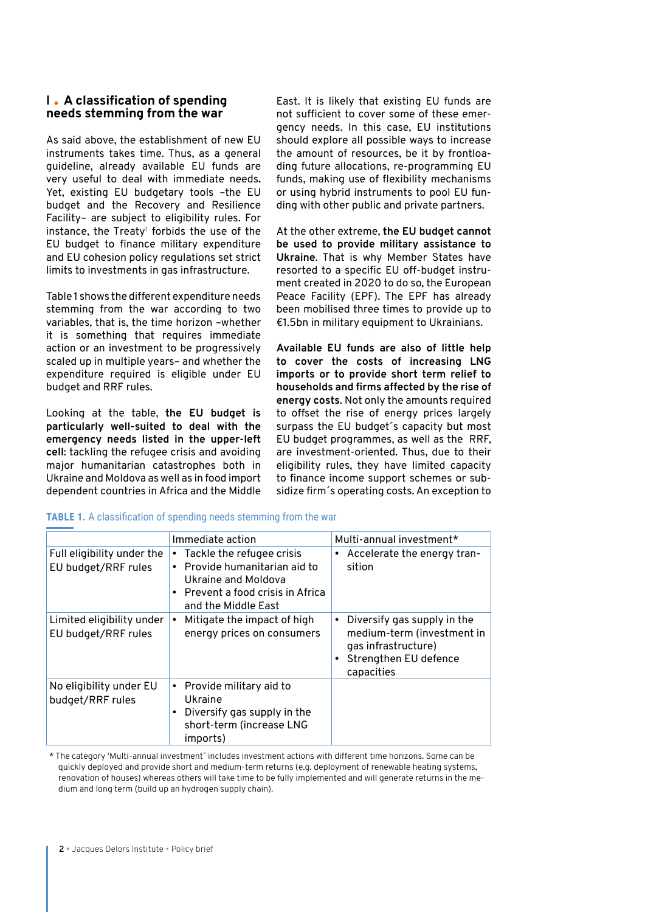## I. A classification of spending needs stemming from the war

As said above, the establishment of new EU instruments takes time. Thus, as a general guideline, already available EU funds are very useful to deal with immediate needs. Yet, existing EU budgetary tools –the EU budget and the Recovery and Resilience Facility– are subject to eligibility rules. For instance, the Treaty[1] forbids the use of the EU budget to finance military expenditure and EU cohesion policy regulations set strict limits to investments in gas infrastructure.

Table 1 shows the different expenditure needs stemming from the war according to two variables, that is, the time horizon –whether it is something that requires immediate action or an investment to be progressively scaled up in multiple years– and whether the expenditure required is eligible under EU budget and RRF rules.

Looking at the table, **the EU budget is particularly well-suited to deal with the emergency needs listed in the upper-left cell**: tackling the refugee crisis and avoiding major humanitarian catastrophes both in Ukraine and Moldova as well as in food import dependent countries in Africa and the Middle East. It is likely that existing EU funds are not sufficient to cover some of these emergency needs. In this case, EU institutions should explore all possible ways to increase the amount of resources, be it by frontloading future allocations, re-programming EU funds, making use of flexibility mechanisms or using hybrid instruments to pool EU funding with other public and private partners.

At the other extreme, **the EU budget cannot be used to provide military assistance to Ukraine**. That is why Member States have resorted to a specific EU off-budget instrument created in 2020 to do so, the European Peace Facility (EPF). The EPF has already been mobilised three times to provide up to €1.5bn in military equipment to Ukrainians.

**Available EU funds are also of little help to cover the costs of increasing LNG imports or to provide short term relief to households and firms affected by the rise of energy costs.** Not only the amounts required to offset the rise of energy prices largely surpass the EU budget´s capacity but most EU budget programmes, as well as the RRF, are investment-oriented. Thus, due to their eligibility rules, they have limited capacity to finance income support schemes or subsidize firm´s operating costs. An exception to

**TABLE 1.** A classification of spending needs stemming from the war

| | Immediate action | Multi-annual investment* |
|---|---|---|
| Full eligibility under the EU budget/RRF rules | • Tackle the refugee crisis<br>• Provide humanitarian aid to Ukraine and Moldova<br>• Prevent a food crisis in Africa and the Middle East | • Accelerate the energy transition |
| Limited eligibility under EU budget/RRF rules | • Mitigate the impact of high energy prices on consumers | • Diversify gas supply in the medium-term (investment in gas infrastructure)<br>• Strengthen EU defence capacities |
| No eligibility under EU budget/RRF rules | • Provide military aid to Ukraine<br>• Diversify gas supply in the short-term (increase LNG imports) | |

\* The category 'Multi-annual investment´ includes investment actions with different time horizons. Some can be quickly deployed and provide short and medium-term returns (e.g. deployment of renewable heating systems, renovation of houses) whereas others will take time to be fully implemented and will generate returns in the medium and long term (build up an hydrogen supply chain).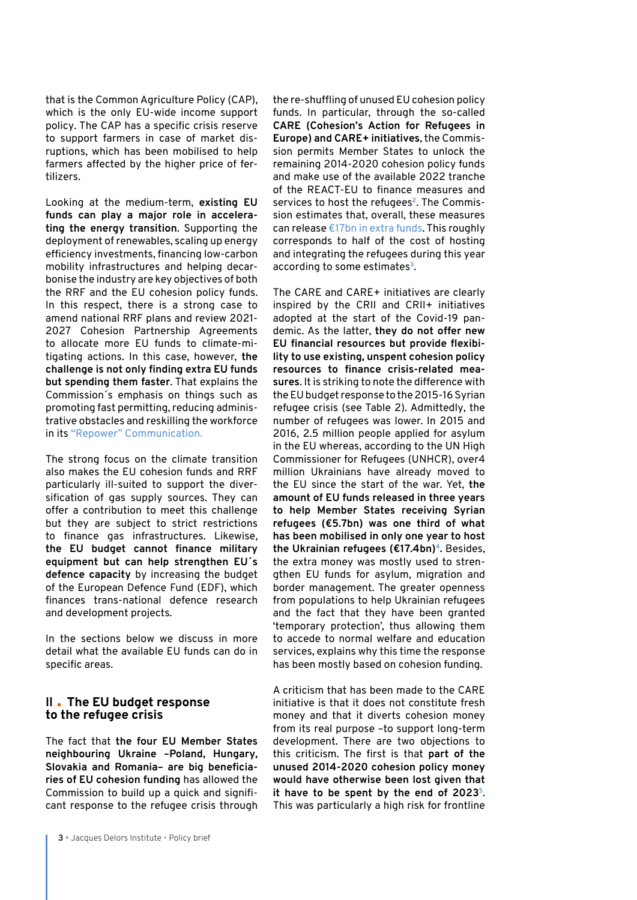that is the Common Agriculture Policy (CAP), which is the only EU-wide income support policy. The CAP has a specific crisis reserve to support farmers in case of market disruptions, which has been mobilised to help farmers affected by the higher price of fertilizers.

Looking at the medium-term, **existing EU funds can play a major role in accelerating the energy transition**. Supporting the deployment of renewables, scaling up energy efficiency investments, financing low-carbon mobility infrastructures and helping decarbonise the industry are key objectives of both the RRF and the EU cohesion policy funds. In this respect, there is a strong case to amend national RRF plans and review 2021-2027 Cohesion Partnership Agreements to allocate more EU funds to climate-mitigating actions. In this case, however, **the challenge is not only finding extra EU funds but spending them faster**. That explains the Commission´s emphasis on things such as promoting fast permitting, reducing administrative obstacles and reskilling the workforce in its "Repower" Communication.

The strong focus on the climate transition also makes the EU cohesion funds and RRF particularly ill-suited to support the diversification of gas supply sources. They can offer a contribution to meet this challenge but they are subject to strict restrictions to finance gas infrastructures. Likewise, **the EU budget cannot finance military equipment but can help strengthen EU´s defence capacity** by increasing the budget of the European Defence Fund (EDF), which finances trans-national defence research and development projects.

In the sections below we discuss in more detail what the available EU funds can do in specific areas.

## II . The EU budget response to the refugee crisis

The fact that **the four EU Member States neighbouring Ukraine –Poland, Hungary, Slovakia and Romania– are big beneficiaries of EU cohesion funding** has allowed the Commission to build up a quick and significant response to the refugee crisis through the re-shuffling of unused EU cohesion policy funds. In particular, through the so-called **CARE (Cohesion's Action for Refugees in Europe) and CARE+ initiatives**, the Commission permits Member States to unlock the remaining 2014-2020 cohesion policy funds and make use of the available 2022 tranche of the REACT-EU to finance measures and services to host the refugees[2]. The Commission estimates that, overall, these measures can release €17bn in extra funds. This roughly corresponds to half of the cost of hosting and integrating the refugees during this year according to some estimates[3].

The CARE and CARE+ initiatives are clearly inspired by the CRII and CRII+ initiatives adopted at the start of the Covid-19 pandemic. As the latter, **they do not offer new EU financial resources but provide flexibility to use existing, unspent cohesion policy resources to finance crisis-related measures.** It is striking to note the difference with the EU budget response to the 2015-16 Syrian refugee crisis (see Table 2). Admittedly, the number of refugees was lower. In 2015 and 2016, 2.5 million people applied for asylum in the EU whereas, according to the UN High Commissioner for Refugees (UNHCR), over4 million Ukrainians have already moved to the EU since the start of the war. Yet, **the amount of EU funds released in three years to help Member States receiving Syrian refugees (€5.7bn) was one third of what has been mobilised in only one year to host the Ukrainian refugees (€17.4bn)**[4]**.** Besides, the extra money was mostly used to strengthen EU funds for asylum, migration and border management. The greater openness from populations to help Ukrainian refugees and the fact that they have been granted 'temporary protection', thus allowing them to accede to normal welfare and education services, explains why this time the response has been mostly based on cohesion funding.

A criticism that has been made to the CARE initiative is that it does not constitute fresh money and that it diverts cohesion money from its real purpose –to support long-term development. There are two objections to this criticism. The first is that **part of the unused 2014-2020 cohesion policy money would have otherwise been lost given that it have to be spent by the end of 2023**[5]. This was particularly a high risk for frontline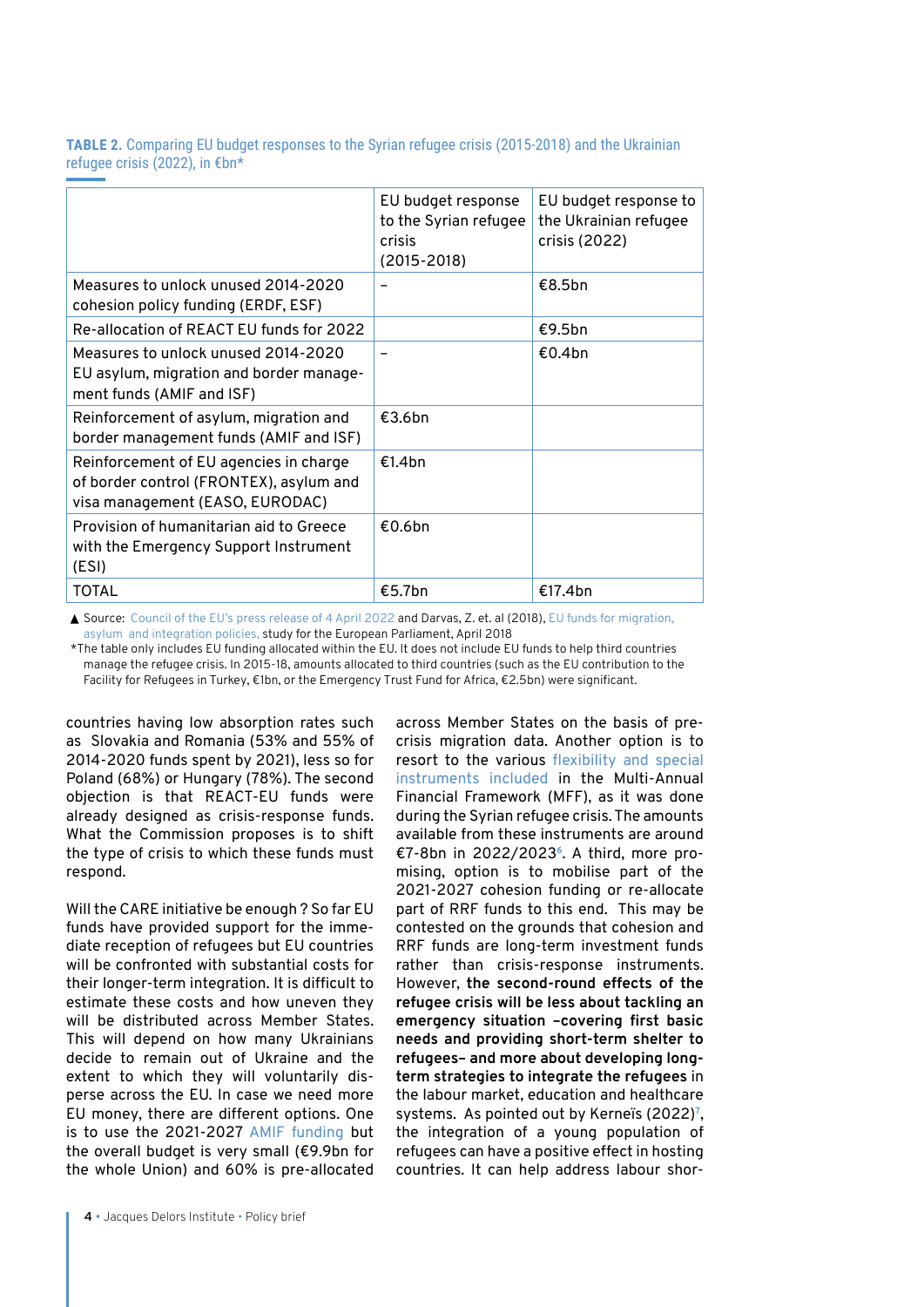**TABLE 2.** Comparing EU budget responses to the Syrian refugee crisis (2015-2018) and the Ukrainian refugee crisis (2022), in €bn*

| | EU budget response to the Syrian refugee crisis (2015-2018) | EU budget response to the Ukrainian refugee crisis (2022) |
|---|---|---|
| Measures to unlock unused 2014-2020 cohesion policy funding (ERDF, ESF) | – | €8.5bn |
| Re-allocation of REACT EU funds for 2022 | | €9.5bn |
| Measures to unlock unused 2014-2020 EU asylum, migration and border management funds (AMIF and ISF) | – | €0.4bn |
| Reinforcement of asylum, migration and border management funds (AMIF and ISF) | €3.6bn | |
| Reinforcement of EU agencies in charge of border control (FRONTEX), asylum and visa management (EASO, EURODAC) | €1.4bn | |
| Provision of humanitarian aid to Greece with the Emergency Support Instrument (ESI) | €0.6bn | |
| TOTAL | €5.7bn | €17.4bn |

▲ Source: Council of the EU's press release of 4 April 2022 and Darvas, Z. et. al (2018), EU funds for migration, asylum and integration policies, study for the European Parliament, April 2018

*The table only includes EU funding allocated within the EU. It does not include EU funds to help third countries manage the refugee crisis. In 2015-18, amounts allocated to third countries (such as the EU contribution to the Facility for Refugees in Turkey, €1bn, or the Emergency Trust Fund for Africa, €2.5bn) were significant.

countries having low absorption rates such as Slovakia and Romania (53% and 55% of 2014-2020 funds spent by 2021), less so for Poland (68%) or Hungary (78%). The second objection is that REACT-EU funds were already designed as crisis-response funds. What the Commission proposes is to shift the type of crisis to which these funds must respond.

Will the CARE initiative be enough ? So far EU funds have provided support for the immediate reception of refugees but EU countries will be confronted with substantial costs for their longer-term integration. It is difficult to estimate these costs and how uneven they will be distributed across Member States. This will depend on how many Ukrainians decide to remain out of Ukraine and the extent to which they will voluntarily disperse across the EU. In case we need more EU money, there are different options. One is to use the 2021-2027 AMIF funding but the overall budget is very small (€9.9bn for the whole Union) and 60% is pre-allocated across Member States on the basis of pre-crisis migration data. Another option is to resort to the various flexibility and special instruments included in the Multi-Annual Financial Framework (MFF), as it was done during the Syrian refugee crisis. The amounts available from these instruments are around €7-8bn in 2022/2023[6]. A third, more promising, option is to mobilise part of the 2021-2027 cohesion funding or re-allocate part of RRF funds to this end. This may be contested on the grounds that cohesion and RRF funds are long-term investment funds rather than crisis-response instruments. However, **the second-round effects of the refugee crisis will be less about tackling an emergency situation –covering first basic needs and providing short-term shelter to refugees– and more about developing long-term strategies to integrate the refugees** in the labour market, education and healthcare systems. As pointed out by Kerneïs (2022)[7], the integration of a young population of refugees can have a positive effect in hosting countries. It can help address labour shor-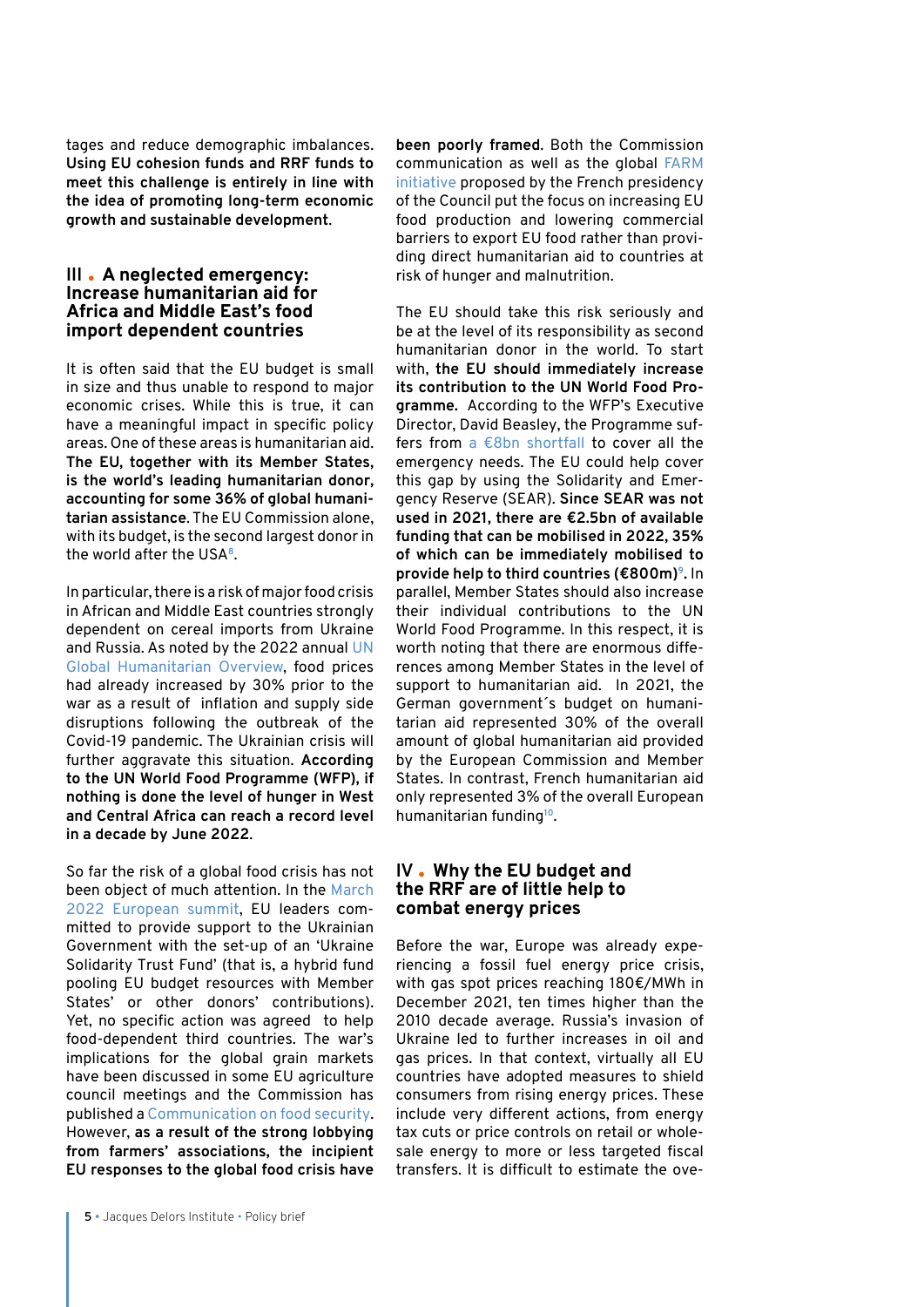tages and reduce demographic imbalances. **Using EU cohesion funds and RRF funds to meet this challenge is entirely in line with the idea of promoting long-term economic growth and sustainable development**.

## III • A neglected emergency: Increase humanitarian aid for Africa and Middle East's food import dependent countries

It is often said that the EU budget is small in size and thus unable to respond to major economic crises. While this is true, it can have a meaningful impact in specific policy areas. One of these areas is humanitarian aid. **The EU, together with its Member States, is the world's leading humanitarian donor, accounting for some 36% of global humanitarian assistance**. The EU Commission alone, with its budget, is the second largest donor in the world after the USA[8].

In particular, there is a risk of major food crisis in African and Middle East countries strongly dependent on cereal imports from Ukraine and Russia. As noted by the 2022 annual UN Global Humanitarian Overview, food prices had already increased by 30% prior to the war as a result of inflation and supply side disruptions following the outbreak of the Covid-19 pandemic. The Ukrainian crisis will further aggravate this situation. **According to the UN World Food Programme (WFP), if nothing is done the level of hunger in West and Central Africa can reach a record level in a decade by June 2022**.

So far the risk of a global food crisis has not been object of much attention. In the March 2022 European summit, EU leaders committed to provide support to the Ukrainian Government with the set-up of an 'Ukraine Solidarity Trust Fund' (that is, a hybrid fund pooling EU budget resources with Member States' or other donors' contributions). Yet, no specific action was agreed to help food-dependent third countries. The war's implications for the global grain markets have been discussed in some EU agriculture council meetings and the Commission has published a Communication on food security. However, **as a result of the strong lobbying from farmers' associations, the incipient EU responses to the global food crisis have been poorly framed**. Both the Commission communication as well as the global FARM initiative proposed by the French presidency of the Council put the focus on increasing EU food production and lowering commercial barriers to export EU food rather than providing direct humanitarian aid to countries at risk of hunger and malnutrition.

The EU should take this risk seriously and be at the level of its responsibility as second humanitarian donor in the world. To start with, **the EU should immediately increase its contribution to the UN World Food Programme.** According to the WFP's Executive Director, David Beasley, the Programme suffers from a €8bn shortfall to cover all the emergency needs. The EU could help cover this gap by using the Solidarity and Emergency Reserve (SEAR). **Since SEAR was not used in 2021, there are €2.5bn of available funding that can be mobilised in 2022, 35% of which can be immediately mobilised to provide help to third countries (€800m)**[9]. In parallel, Member States should also increase their individual contributions to the UN World Food Programme. In this respect, it is worth noting that there are enormous differences among Member States in the level of support to humanitarian aid. In 2021, the German government´s budget on humanitarian aid represented 30% of the overall amount of global humanitarian aid provided by the European Commission and Member States. In contrast, French humanitarian aid only represented 3% of the overall European humanitarian funding[10].

## IV • Why the EU budget and the RRF are of little help to combat energy prices

Before the war, Europe was already experiencing a fossil fuel energy price crisis, with gas spot prices reaching 180€/MWh in December 2021, ten times higher than the 2010 decade average. Russia's invasion of Ukraine led to further increases in oil and gas prices. In that context, virtually all EU countries have adopted measures to shield consumers from rising energy prices. These include very different actions, from energy tax cuts or price controls on retail or wholesale energy to more or less targeted fiscal transfers. It is difficult to estimate the ove-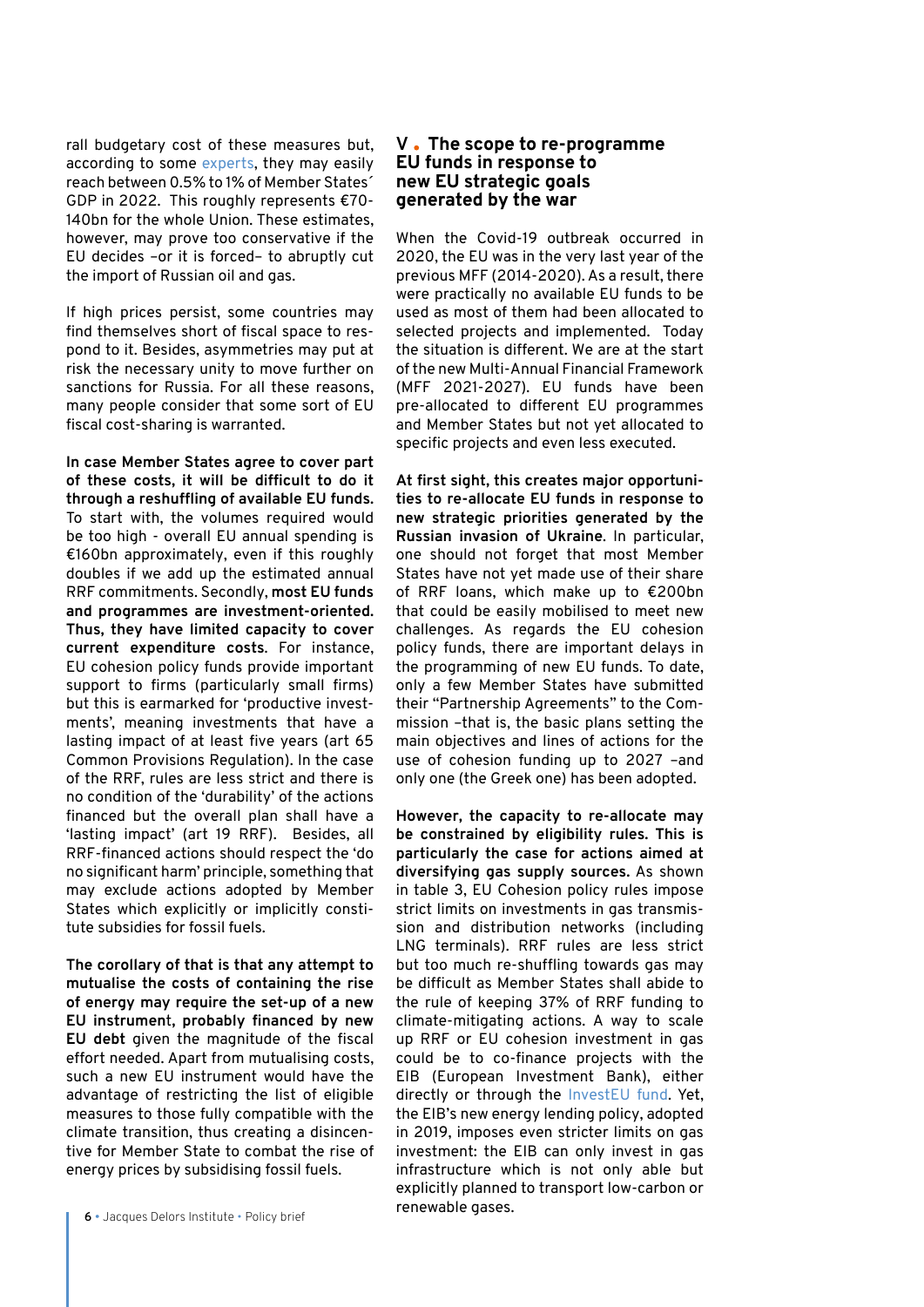rall budgetary cost of these measures but, according to some experts, they may easily reach between 0.5% to 1% of Member States´ GDP in 2022. This roughly represents €70-140bn for the whole Union. These estimates, however, may prove too conservative if the EU decides –or it is forced– to abruptly cut the import of Russian oil and gas.

If high prices persist, some countries may find themselves short of fiscal space to respond to it. Besides, asymmetries may put at risk the necessary unity to move further on sanctions for Russia. For all these reasons, many people consider that some sort of EU fiscal cost-sharing is warranted.

**In case Member States agree to cover part of these costs, it will be difficult to do it through a reshuffling of available EU funds.** To start with, the volumes required would be too high - overall EU annual spending is €160bn approximately, even if this roughly doubles if we add up the estimated annual RRF commitments. Secondly, **most EU funds and programmes are investment-oriented. Thus, they have limited capacity to cover current expenditure costs**. For instance, EU cohesion policy funds provide important support to firms (particularly small firms) but this is earmarked for 'productive investments', meaning investments that have a lasting impact of at least five years (art 65 Common Provisions Regulation). In the case of the RRF, rules are less strict and there is no condition of the 'durability' of the actions financed but the overall plan shall have a 'lasting impact' (art 19 RRF). Besides, all RRF-financed actions should respect the 'do no significant harm' principle, something that may exclude actions adopted by Member States which explicitly or implicitly constitute subsidies for fossil fuels.

**The corollary of that is that any attempt to mutualise the costs of containing the rise of energy may require the set-up of a new EU instrument, probably financed by new EU debt** given the magnitude of the fiscal effort needed. Apart from mutualising costs, such a new EU instrument would have the advantage of restricting the list of eligible measures to those fully compatible with the climate transition, thus creating a disincentive for Member State to combat the rise of energy prices by subsidising fossil fuels.

## V. The scope to re-programme EU funds in response to new EU strategic goals generated by the war

When the Covid-19 outbreak occurred in 2020, the EU was in the very last year of the previous MFF (2014-2020). As a result, there were practically no available EU funds to be used as most of them had been allocated to selected projects and implemented. Today the situation is different. We are at the start of the new Multi-Annual Financial Framework (MFF 2021-2027). EU funds have been pre-allocated to different EU programmes and Member States but not yet allocated to specific projects and even less executed.

**At first sight, this creates major opportunities to re-allocate EU funds in response to new strategic priorities generated by the Russian invasion of Ukraine**. In particular, one should not forget that most Member States have not yet made use of their share of RRF loans, which make up to €200bn that could be easily mobilised to meet new challenges. As regards the EU cohesion policy funds, there are important delays in the programming of new EU funds. To date, only a few Member States have submitted their "Partnership Agreements" to the Commission –that is, the basic plans setting the main objectives and lines of actions for the use of cohesion funding up to 2027 –and only one (the Greek one) has been adopted.

**However, the capacity to re-allocate may be constrained by eligibility rules. This is particularly the case for actions aimed at diversifying gas supply sources.** As shown in table 3, EU Cohesion policy rules impose strict limits on investments in gas transmission and distribution networks (including LNG terminals). RRF rules are less strict but too much re-shuffling towards gas may be difficult as Member States shall abide to the rule of keeping 37% of RRF funding to climate-mitigating actions. A way to scale up RRF or EU cohesion investment in gas could be to co-finance projects with the EIB (European Investment Bank), either directly or through the InvestEU fund. Yet, the EIB's new energy lending policy, adopted in 2019, imposes even stricter limits on gas investment: the EIB can only invest in gas infrastructure which is not only able but explicitly planned to transport low-carbon or renewable gases.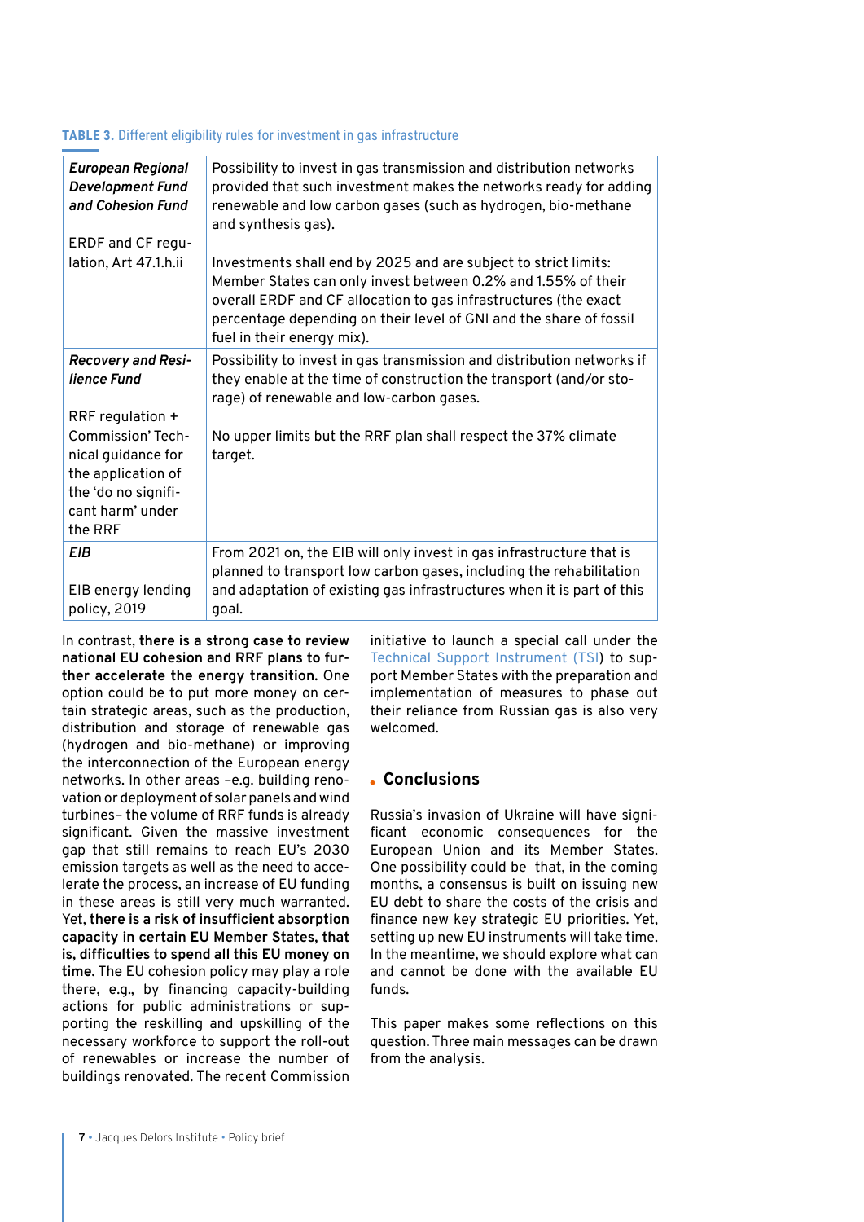**TABLE 3.** Different eligibility rules for investment in gas infrastructure

| | |
|---|---|
| ***European Regional Development Fund and Cohesion Fund***<br><br>ERDF and CF regulation, Art 47.1.h.ii | Possibility to invest in gas transmission and distribution networks provided that such investment makes the networks ready for adding renewable and low carbon gases (such as hydrogen, bio-methane and synthesis gas).<br><br>Investments shall end by 2025 and are subject to strict limits: Member States can only invest between 0.2% and 1.55% of their overall ERDF and CF allocation to gas infrastructures (the exact percentage depending on their level of GNI and the share of fossil fuel in their energy mix). |
| ***Recovery and Resilience Fund***<br><br>RRF regulation + Commission' Technical guidance for the application of the 'do no significant harm' under the RRF | Possibility to invest in gas transmission and distribution networks if they enable at the time of construction the transport (and/or storage) of renewable and low-carbon gases.<br><br>No upper limits but the RRF plan shall respect the 37% climate target. |
| ***EIB***<br><br>EIB energy lending policy, 2019 | From 2021 on, the EIB will only invest in gas infrastructure that is planned to transport low carbon gases, including the rehabilitation and adaptation of existing gas infrastructures when it is part of this goal. |

In contrast, **there is a strong case to review national EU cohesion and RRF plans to further accelerate the energy transition.** One option could be to put more money on certain strategic areas, such as the production, distribution and storage of renewable gas (hydrogen and bio-methane) or improving the interconnection of the European energy networks. In other areas –e.g. building renovation or deployment of solar panels and wind turbines– the volume of RRF funds is already significant. Given the massive investment gap that still remains to reach EU's 2030 emission targets as well as the need to accelerate the process, an increase of EU funding in these areas is still very much warranted. Yet, **there is a risk of insufficient absorption capacity in certain EU Member States, that is, difficulties to spend all this EU money on time.** The EU cohesion policy may play a role there, e.g., by financing capacity-building actions for public administrations or supporting the reskilling and upskilling of the necessary workforce to support the roll-out of renewables or increase the number of buildings renovated. The recent Commission initiative to launch a special call under the Technical Support Instrument (TSI) to support Member States with the preparation and implementation of measures to phase out their reliance from Russian gas is also very welcomed.

## Conclusions

Russia's invasion of Ukraine will have significant economic consequences for the European Union and its Member States. One possibility could be that, in the coming months, a consensus is built on issuing new EU debt to share the costs of the crisis and finance new key strategic EU priorities. Yet, setting up new EU instruments will take time. In the meantime, we should explore what can and cannot be done with the available EU funds.

This paper makes some reflections on this question. Three main messages can be drawn from the analysis.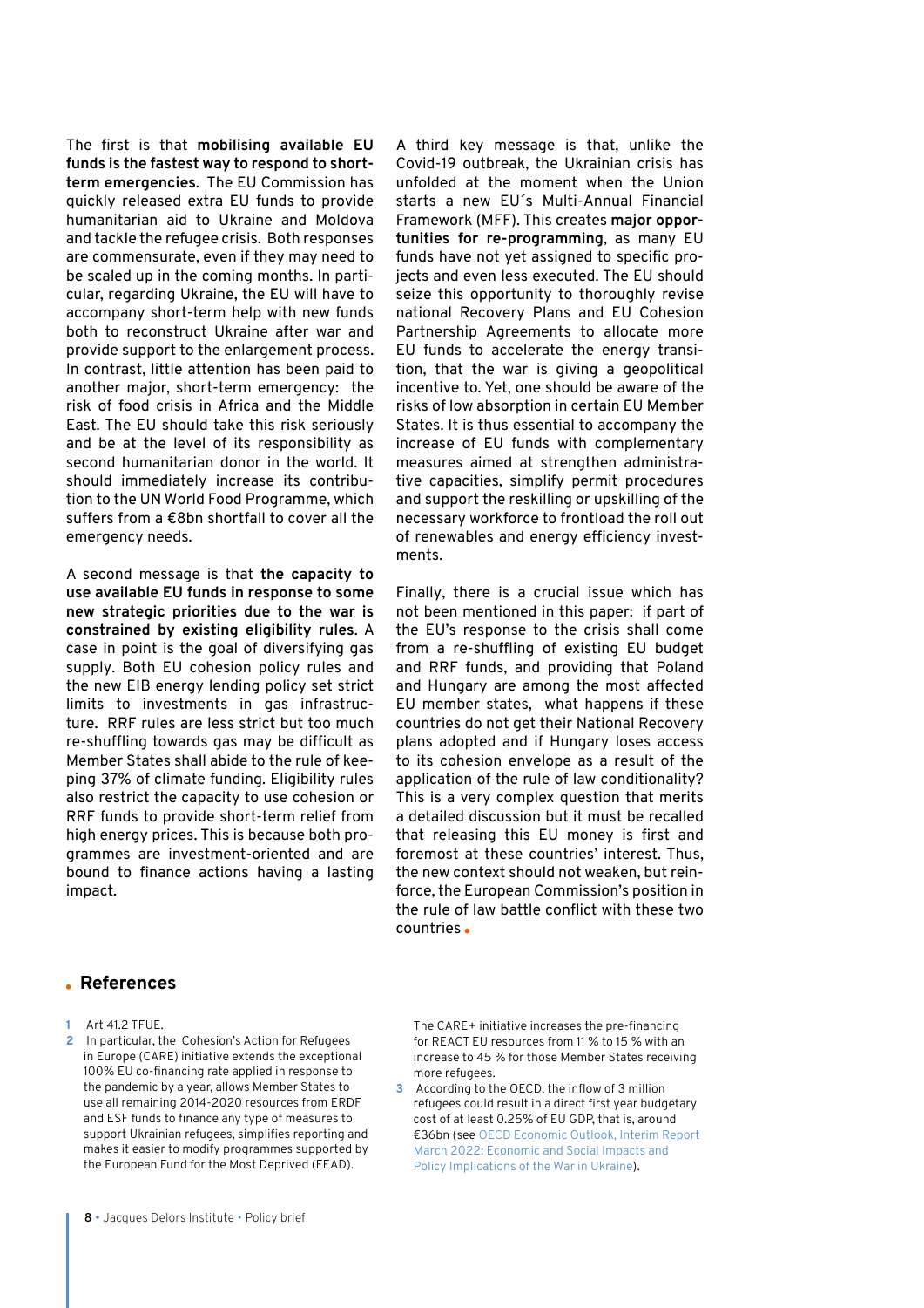The first is that **mobilising available EU funds is the fastest way to respond to short-term emergencies**. The EU Commission has quickly released extra EU funds to provide humanitarian aid to Ukraine and Moldova and tackle the refugee crisis. Both responses are commensurate, even if they may need to be scaled up in the coming months. In particular, regarding Ukraine, the EU will have to accompany short-term help with new funds both to reconstruct Ukraine after war and provide support to the enlargement process. In contrast, little attention has been paid to another major, short-term emergency: the risk of food crisis in Africa and the Middle East. The EU should take this risk seriously and be at the level of its responsibility as second humanitarian donor in the world. It should immediately increase its contribution to the UN World Food Programme, which suffers from a €8bn shortfall to cover all the emergency needs.

A second message is that **the capacity to use available EU funds in response to some new strategic priorities due to the war is constrained by existing eligibility rules**. A case in point is the goal of diversifying gas supply. Both EU cohesion policy rules and the new EIB energy lending policy set strict limits to investments in gas infrastructure. RRF rules are less strict but too much re-shuffling towards gas may be difficult as Member States shall abide to the rule of keeping 37% of climate funding. Eligibility rules also restrict the capacity to use cohesion or RRF funds to provide short-term relief from high energy prices. This is because both programmes are investment-oriented and are bound to finance actions having a lasting impact.

A third key message is that, unlike the Covid-19 outbreak, the Ukrainian crisis has unfolded at the moment when the Union starts a new EU´s Multi-Annual Financial Framework (MFF). This creates **major opportunities for re-programming**, as many EU funds have not yet assigned to specific projects and even less executed. The EU should seize this opportunity to thoroughly revise national Recovery Plans and EU Cohesion Partnership Agreements to allocate more EU funds to accelerate the energy transition, that the war is giving a geopolitical incentive to. Yet, one should be aware of the risks of low absorption in certain EU Member States. It is thus essential to accompany the increase of EU funds with complementary measures aimed at strengthen administrative capacities, simplify permit procedures and support the reskilling or upskilling of the necessary workforce to frontload the roll out of renewables and energy efficiency investments.

Finally, there is a crucial issue which has not been mentioned in this paper: if part of the EU's response to the crisis shall come from a re-shuffling of existing EU budget and RRF funds, and providing that Poland and Hungary are among the most affected EU member states, what happens if these countries do not get their National Recovery plans adopted and if Hungary loses access to its cohesion envelope as a result of the application of the rule of law conditionality? This is a very complex question that merits a detailed discussion but it must be recalled that releasing this EU money is first and foremost at these countries' interest. Thus, the new context should not weaken, but reinforce, the European Commission's position in the rule of law battle conflict with these two countries.

## References

1. Art 41.2 TFUE.
2. In particular, the Cohesion's Action for Refugees in Europe (CARE) initiative extends the exceptional 100% EU co-financing rate applied in response to the pandemic by a year, allows Member States to use all remaining 2014-2020 resources from ERDF and ESF funds to finance any type of measures to support Ukrainian refugees, simplifies reporting and makes it easier to modify programmes supported by the European Fund for the Most Deprived (FEAD). The CARE+ initiative increases the pre-financing for REACT EU resources from 11 % to 15 % with an increase to 45 % for those Member States receiving more refugees.
3. According to the OECD, the inflow of 3 million refugees could result in a direct first year budgetary cost of at least 0.25% of EU GDP, that is, around €36bn (see OECD Economic Outlook, Interim Report March 2022: Economic and Social Impacts and Policy Implications of the War in Ukraine).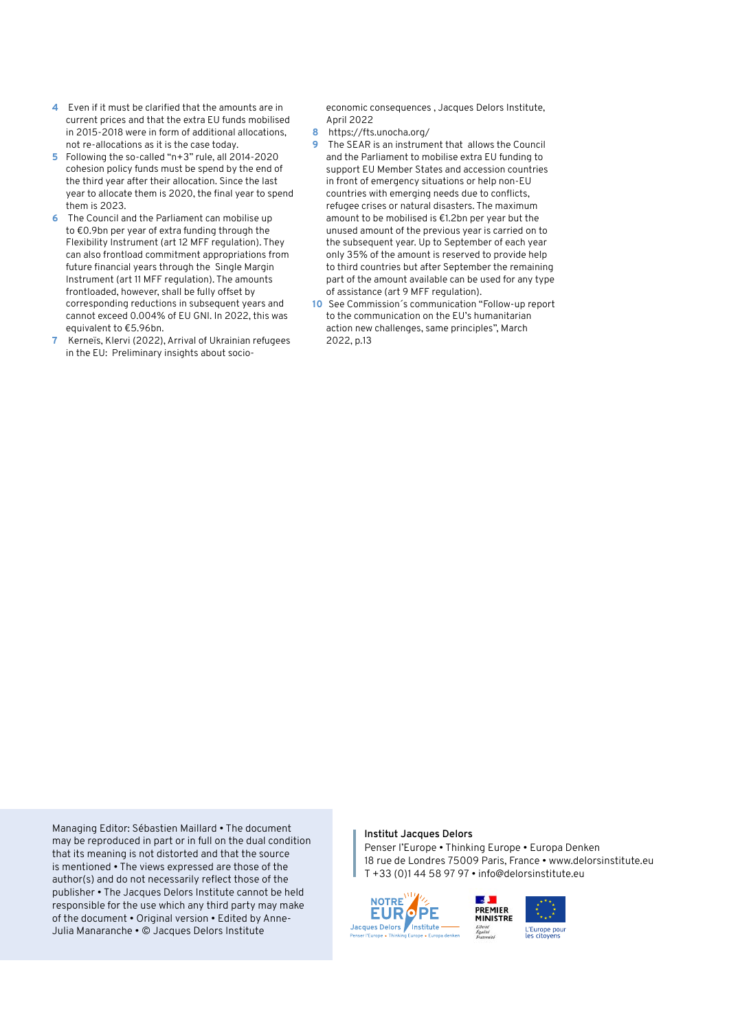4. Even if it must be clarified that the amounts are in current prices and that the extra EU funds mobilised in 2015-2018 were in form of additional allocations, not re-allocations as it is the case today.
5. Following the so-called "n+3" rule, all 2014-2020 cohesion policy funds must be spend by the end of the third year after their allocation. Since the last year to allocate them is 2020, the final year to spend them is 2023.
6. The Council and the Parliament can mobilise up to €0.9bn per year of extra funding through the Flexibility Instrument (art 12 MFF regulation). They can also frontload commitment appropriations from future financial years through the Single Margin Instrument (art 11 MFF regulation). The amounts frontloaded, however, shall be fully offset by corresponding reductions in subsequent years and cannot exceed 0.004% of EU GNI. In 2022, this was equivalent to €5.96bn.
7. Kerneïs, Klervi (2022), Arrival of Ukrainian refugees in the EU: Preliminary insights about socio-economic consequences , Jacques Delors Institute, April 2022
8. https://fts.unocha.org/
9. The SEAR is an instrument that allows the Council and the Parliament to mobilise extra EU funding to support EU Member States and accession countries in front of emergency situations or help non-EU countries with emerging needs due to conflicts, refugee crises or natural disasters. The maximum amount to be mobilised is €1.2bn per year but the unused amount of the previous year is carried on to the subsequent year. Up to September of each year only 35% of the amount is reserved to provide help to third countries but after September the remaining part of the amount available can be used for any type of assistance (art 9 MFF regulation).
10. See Commission´s communication "Follow-up report to the communication on the EU's humanitarian action new challenges, same principles", March 2022, p.13

Managing Editor: Sébastien Maillard • The document may be reproduced in part or in full on the dual condition that its meaning is not distorted and that the source is mentioned • The views expressed are those of the author(s) and do not necessarily reflect those of the publisher • The Jacques Delors Institute cannot be held responsible for the use which any third party may make of the document • Original version • Edited by Anne-Julia Manaranche • © Jacques Delors Institute

**Institut Jacques Delors**
Penser l'Europe • Thinking Europe • Europa Denken
18 rue de Londres 75009 Paris, France • www.delorsinstitute.eu
T +33 (0)1 44 58 97 97 • info@delorsinstitute.eu

NOTRE EUROPE
Jacques Delors Institute
Penser l'Europe • Thinking Europe • Europa denken

PREMIER MINISTRE
Liberté
Égalité
Fraternité

L'Europe pour les citoyens